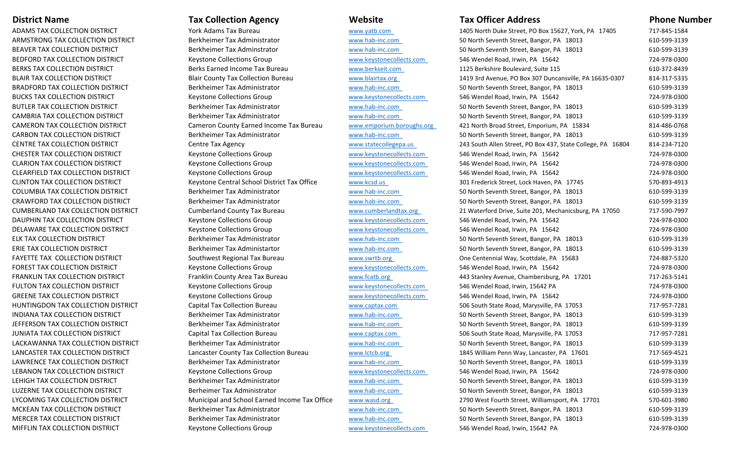| District Name | Tax Collection Agency | Website | Tax Officer Address | Phone Number |
|---|---|---|---|---|
| ADAMS TAX COLLECTION DISTRICT | York Adams Tax Bureau | www.yatb.com | 1405 North Duke Street, PO Box 15627, York, PA 17405 | 717-845-1584 |
| ARMSTRONG TAX COLLECTION DISTRICT | Berkheimer Tax Administrator | www.hab-inc.com | 50 North Seventh Street, Bangor, PA 18013 | 610-599-3139 |
| BEAVER TAX COLLECTION DISTRICT | Berkheimer Tax Adminstrator | www.hab-inc.com | 50 North Seventh Street, Bangor, PA 18013 | 610-599-3139 |
| BEDFORD TAX COLLECTION DISTRICT | Keystone Collections Group | www.keystonecollects.com | 546 Wendel Road, Irwin, PA 15642 | 724-978-0300 |
| BERKS TAX COLLECTION DISTRICT | Berks Earned Income Tax Bureau | www.berkseit.com | 1125 Berkshire Boulevard, Suite 115 | 610-372-8439 |
| BLAIR TAX COLLECTION DISTRICT | Blair County Tax Collection Bureau | www.blairtax.org | 1419 3rd Avenue, PO Box 307 Duncansville, PA 16635-0307 | 814-317-5335 |
| BRADFORD TAX COLLECTION DISTRICT | Berkheimer Tax Administrator | www.hab-inc.com | 50 North Seventh Street, Bangor, PA 18013 | 610-599-3139 |
| BUCKS TAX COLLECTION DISTRICT | Keystone Collections Group | www.keystonecollects.com | 546 Wendel Road, Irwin, PA 15642 | 724-978-0300 |
| BUTLER TAX COLLECTION DISTRICT | Berkheimer Tax Administrator | www.hab-inc.com | 50 North Seventh Street, Bangor, PA 18013 | 610-599-3139 |
| CAMBRIA TAX COLLECTION DISTRICT | Berkheimer Tax Administrator | www.hab-inc.com | 50 North Seventh Street, Bangor, PA 18013 | 610-599-3139 |
| CAMERON TAX COLLECTION DISTRICT | Cameron County Earned Income Tax Bureau | www.emporium.boroughs.org | 421 North Broad Street, Emporium, PA 15834 | 814-486-0768 |
| CARBON TAX COLLECTION DISTRICT | Berkheimer Tax Administrator | www.hab-inc.com | 50 North Seventh Street, Bangor, PA 18013 | 610-599-3139 |
| CENTRE TAX COLLECTION DISTRICT | Centre Tax Agency | www.statecollegepa.us | 243 South Allen Street, PO Box 437, State College, PA 16804 | 814-234-7120 |
| CHESTER TAX COLLECTION DISTRICT | Keystone Collections Group | www.keystonecollects.com | 546 Wendel Road, Irwin, PA 15642 | 724-978-0300 |
| CLARION TAX COLLECTION DISTRICT | Keystone Collections Group | www.keystonecollects.com | 546 Wendel Road, Irwin, PA 15642 | 724-978-0300 |
| CLEARFIELD TAX COLLECTION DISTRICT | Keystone Collections Group | www.keystonecollects.com | 546 Wendel Road, Irwin, PA 15642 | 724-978-0300 |
| CLINTON TAX COLLECTION DISTRICT | Keystone Central School District Tax Office | www.kcsd.us | 301 Frederick Street, Lock Haven, PA 17745 | 570-893-4913 |
| COLUMBIA TAX COLLECTION DISTRICT | Berkheimer Tax Administrator | www.hab-inc.com | 50 North Seventh Street, Bangor, PA 18013 | 610-599-3139 |
| CRAWFORD TAX COLLECTION DISTRICT | Berkheimer Tax Administrator | www.hab-inc.com | 50 North Seventh Street, Bangor, PA 18013 | 610-599-3139 |
| CUMBERLAND TAX COLLECTION DISTRICT | Cumberland County Tax Bureau | www.cumberlandtax.org | 21 Waterford Drive, Suite 201, Mechanicsburg, PA 17050 | 717-590-7997 |
| DAUPHIN TAX COLLECTION DISTRICT | Keystone Collections Group | www.keystonecollects.com | 546 Wendel Road, Irwin, PA 15642 | 724-978-0300 |
| DELAWARE TAX COLLECTION DISTRICT | Keystone Collections Group | www.keystonecollects.com | 546 Wendel Road, Irwin, PA 15642 | 724-978-0300 |
| ELK TAX COLLECTION DISTRICT | Berkheimer Tax Administrator | www.hab-inc.com | 50 North Seventh Street, Bangor, PA 18013 | 610-599-3139 |
| ERIE TAX COLLECTION DISTRICT | Berkheimer Tax Administartor | www.hab-inc.com | 50 North Seventh Street, Bangor, PA 18013 | 610-599-3139 |
| FAYETTE TAX COLLECTION DISTRICT | Southwest Regional Tax Bureau | www.swrtb.org | One Centennial Way, Scottdale, PA 15683 | 724-887-5320 |
| FOREST TAX COLLECTION DISTRICT | Keystone Collections Group | www.keystonecollects.com | 546 Wendel Road, Irwin, PA 15642 | 724-978-0300 |
| FRANKLIN TAX COLLECTION DISTRICT | Franklin County Area Tax Bureau | www.fcatb.org | 443 Stanley Avenue, Chambersburg, PA 17201 | 717-263-5141 |
| FULTON TAX COLLECTION DISTRICT | Keystone Collections Group | www.keystonecollects.com | 546 Wendel Road, Irwin, 15642 PA | 724-978-0300 |
| GREENE TAX COLLECTION DISTRICT | Keystone Collections Group | www.keystonecollects.com | 546 Wendel Road, Irwin, PA 15642 | 724-978-0300 |
| HUNTINGDON TAX COLLECTION DISTRICT | Capital Tax Collection Bureau | www.captax.com | 506 South State Road, Marysville, PA 17053 | 717-957-7281 |
| INDIANA TAX COLLECTION DISTRICT | Berkheimer Tax Administrator | www.hab-inc.com | 50 North Seventh Street, Bangor, PA 18013 | 610-599-3139 |
| JEFFERSON TAX COLLECTION DISTRICT | Berkheimer Tax Administrator | www.hab-inc.com | 50 North Seventh Street, Bangor, PA 18013 | 610-599-3139 |
| JUNIATA TAX COLLECTION DISTRICT | Capital Tax Collection Bureau | www.captax.com | 506 South State Road, Marysville, PA 17053 | 717-957-7281 |
| LACKAWANNA TAX COLLECTION DISTRICT | Berkheimer Tax Administrator | www.hab-inc.com | 50 North Seventh Street, Bangor, PA 18013 | 610-599-3139 |
| LANCASTER TAX COLLECTION DISTRICT | Lancaster County Tax Collection Bureau | www.lctcb.org | 1845 William Penn Way, Lancaster, PA 17601 | 717-569-4521 |
| LAWRENCE TAX COLLECTION DISTRICT | Berkheimer Tax Administrator | www.hab-inc.com | 50 North Seventh Street, Bangor, PA 18013 | 610-599-3139 |
| LEBANON TAX COLLECTION DISTRICT | Keystone Collections Group | www.keystonecollects.com | 546 Wendel Road, Irwin, PA 15642 | 724-978-0300 |
| LEHIGH TAX COLLECTION DISTRICT | Berkheimer Tax Administrator | www.hab-inc.com | 50 North Seventh Street, Bangor, PA 18013 | 610-599-3139 |
| LUZERNE TAX COLLECTION DISTRICT | Berheimer Tax Administrator | www.hab-inc.com | 50 North Seventh Street, Bangor, PA 18013 | 610-599-3139 |
| LYCOMING TAX COLLECTION DISTRICT | Municipal and School Earned Income Tax Office | www.wasd.org | 2790 West Fourth Street, Williamsport, PA 17701 | 570-601-3980 |
| MCKEAN TAX COLLECTION DISTRICT | Berkheimer Tax Administrator | www.hab-inc.com | 50 North Seventh Street, Bangor, PA 18013 | 610-599-3139 |
| MERCER TAX COLLECTION DISTRICT | Berkheimer Tax Administrator | www.hab-inc.com | 50 North Seventh Street, Bangor, PA 18013 | 610-599-3139 |
| MIFFLIN TAX COLLECTION DISTRICT | Keystone Collections Group | www.keystonecollects.com | 546 Wendel Road, Irwin, 15642 PA | 724-978-0300 |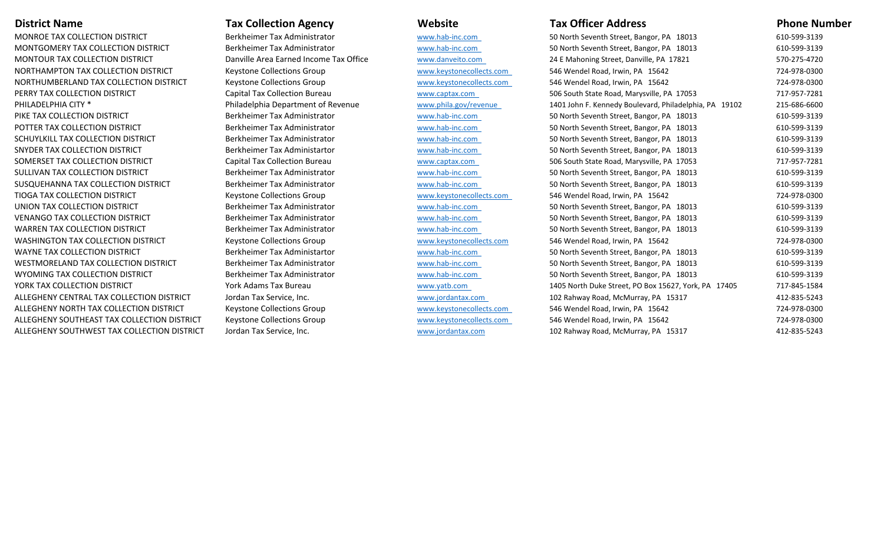| District Name | Tax Collection Agency | Website | Tax Officer Address | Phone Number |
|---|---|---|---|---|
| MONROE TAX COLLECTION DISTRICT | Berkheimer Tax Administrator | www.hab-inc.com | 50 North Seventh Street, Bangor, PA 18013 | 610-599-3139 |
| MONTGOMERY TAX COLLECTION DISTRICT | Berkheimer Tax Administrator | www.hab-inc.com | 50 North Seventh Street, Bangor, PA 18013 | 610-599-3139 |
| MONTOUR TAX COLLECTION DISTRICT | Danville Area Earned Income Tax Office | www.danveito.com | 24 E Mahoning Street, Danville, PA 17821 | 570-275-4720 |
| NORTHAMPTON TAX COLLECTION DISTRICT | Keystone Collections Group | www.keystonecollects.com | 546 Wendel Road, Irwin, PA 15642 | 724-978-0300 |
| NORTHUMBERLAND TAX COLLECTION DISTRICT | Keystone Collections Group | www.keystonecollects.com | 546 Wendel Road, Irwin, PA 15642 | 724-978-0300 |
| PERRY TAX COLLECTION DISTRICT | Capital Tax Collection Bureau | www.captax.com | 506 South State Road, Marysville, PA 17053 | 717-957-7281 |
| PHILADELPHIA CITY * | Philadelphia Department of Revenue | www.phila.gov/revenue | 1401 John F. Kennedy Boulevard, Philadelphia, PA 19102 | 215-686-6600 |
| PIKE TAX COLLECTION DISTRICT | Berkheimer Tax Administrator | www.hab-inc.com | 50 North Seventh Street, Bangor, PA 18013 | 610-599-3139 |
| POTTER TAX COLLECTION DISTRICT | Berkheimer Tax Administrator | www.hab-inc.com | 50 North Seventh Street, Bangor, PA 18013 | 610-599-3139 |
| SCHUYLKILL TAX COLLECTION DISTRICT | Berkheimer Tax Administrator | www.hab-inc.com | 50 North Seventh Street, Bangor, PA 18013 | 610-599-3139 |
| SNYDER TAX COLLECTION DISTRICT | Berkheimer Tax Administartor | www.hab-inc.com | 50 North Seventh Street, Bangor, PA 18013 | 610-599-3139 |
| SOMERSET TAX COLLECTION DISTRICT | Capital Tax Collection Bureau | www.captax.com | 506 South State Road, Marysville, PA 17053 | 717-957-7281 |
| SULLIVAN TAX COLLECTION DISTRICT | Berkheimer Tax Administrator | www.hab-inc.com | 50 North Seventh Street, Bangor, PA 18013 | 610-599-3139 |
| SUSQUEHANNA TAX COLLECTION DISTRICT | Berkheimer Tax Administrator | www.hab-inc.com | 50 North Seventh Street, Bangor, PA 18013 | 610-599-3139 |
| TIOGA TAX COLLECTION DISTRICT | Keystone Collections Group | www.keystonecollects.com | 546 Wendel Road, Irwin, PA 15642 | 724-978-0300 |
| UNION TAX COLLECTION DISTRICT | Berkheimer Tax Administrator | www.hab-inc.com | 50 North Seventh Street, Bangor, PA 18013 | 610-599-3139 |
| VENANGO TAX COLLECTION DISTRICT | Berkheimer Tax Administrator | www.hab-inc.com | 50 North Seventh Street, Bangor, PA 18013 | 610-599-3139 |
| WARREN TAX COLLECTION DISTRICT | Berkheimer Tax Administrator | www.hab-inc.com | 50 North Seventh Street, Bangor, PA 18013 | 610-599-3139 |
| WASHINGTON TAX COLLECTION DISTRICT | Keystone Collections Group | www.keystonecollects.com | 546 Wendel Road, Irwin, PA 15642 | 724-978-0300 |
| WAYNE TAX COLLECTION DISTRICT | Berkheimer Tax Administartor | www.hab-inc.com | 50 North Seventh Street, Bangor, PA 18013 | 610-599-3139 |
| WESTMORELAND TAX COLLECTION DISTRICT | Berkheimer Tax Administrator | www.hab-inc.com | 50 North Seventh Street, Bangor, PA 18013 | 610-599-3139 |
| WYOMING TAX COLLECTION DISTRICT | Berkheimer Tax Administrator | www.hab-inc.com | 50 North Seventh Street, Bangor, PA 18013 | 610-599-3139 |
| YORK TAX COLLECTION DISTRICT | York Adams Tax Bureau | www.yatb.com | 1405 North Duke Street, PO Box 15627, York, PA 17405 | 717-845-1584 |
| ALLEGHENY CENTRAL TAX COLLECTION DISTRICT | Jordan Tax Service, Inc. | www.jordantax.com | 102 Rahway Road, McMurray, PA 15317 | 412-835-5243 |
| ALLEGHENY NORTH TAX COLLECTION DISTRICT | Keystone Collections Group | www.keystonecollects.com | 546 Wendel Road, Irwin, PA 15642 | 724-978-0300 |
| ALLEGHENY SOUTHEAST TAX COLLECTION DISTRICT | Keystone Collections Group | www.keystonecollects.com | 546 Wendel Road, Irwin, PA 15642 | 724-978-0300 |
| ALLEGHENY SOUTHWEST TAX COLLECTION DISTRICT | Jordan Tax Service, Inc. | www.jordantax.com | 102 Rahway Road, McMurray, PA 15317 | 412-835-5243 |